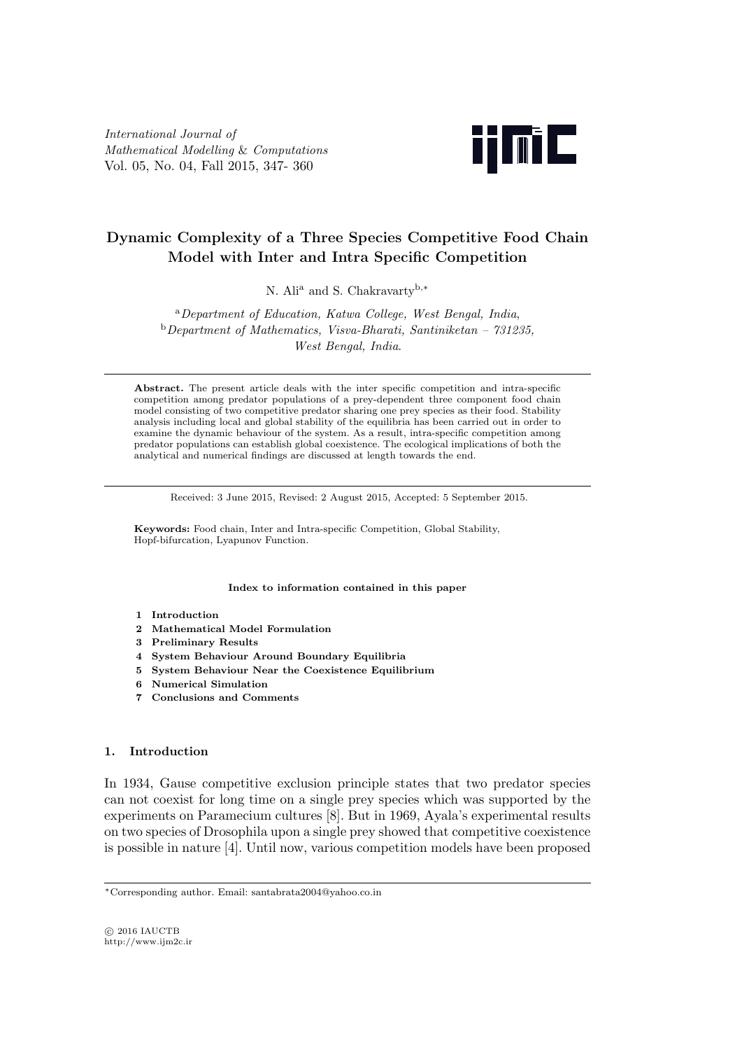*International Journal of Mathematical Modelling & Computations*
Vol. 05, No. 04, Fall 2015, 347- 360

# Dynamic Complexity of a Three Species Competitive Food Chain Model with Inter and Intra Specific Competition

N. Ali[a] and S. Chakravarty[b,∗]

[a] *Department of Education, Katwa College, West Bengal, India,*
[b] *Department of Mathematics, Visva-Bharati, Santiniketan – 731235, West Bengal, India.*

---

**Abstract.** The present article deals with the inter specific competition and intra-specific competition among predator populations of a prey-dependent three component food chain model consisting of two competitive predator sharing one prey species as their food. Stability analysis including local and global stability of the equilibria has been carried out in order to examine the dynamic behaviour of the system. As a result, intra-specific competition among predator populations can establish global coexistence. The ecological implications of both the analytical and numerical findings are discussed at length towards the end.

---

Received: 3 June 2015, Revised: 2 August 2015, Accepted: 5 September 2015.

**Keywords:** Food chain, Inter and Intra-specific Competition, Global Stability, Hopf-bifurcation, Lyapunov Function.

**Index to information contained in this paper**

1. **Introduction**
2. **Mathematical Model Formulation**
3. **Preliminary Results**
4. **System Behaviour Around Boundary Equilibria**
5. **System Behaviour Near the Coexistence Equilibrium**
6. **Numerical Simulation**
7. **Conclusions and Comments**

## 1. Introduction

In 1934, Gause competitive exclusion principle states that two predator species can not coexist for long time on a single prey species which was supported by the experiments on Paramecium cultures [8]. But in 1969, Ayala's experimental results on two species of Drosophila upon a single prey showed that competitive coexistence is possible in nature [4]. Until now, various competition models have been proposed

---

∗Corresponding author. Email: santabrata2004@yahoo.co.in

© 2016 IAUCTB
http://www.ijm2c.ir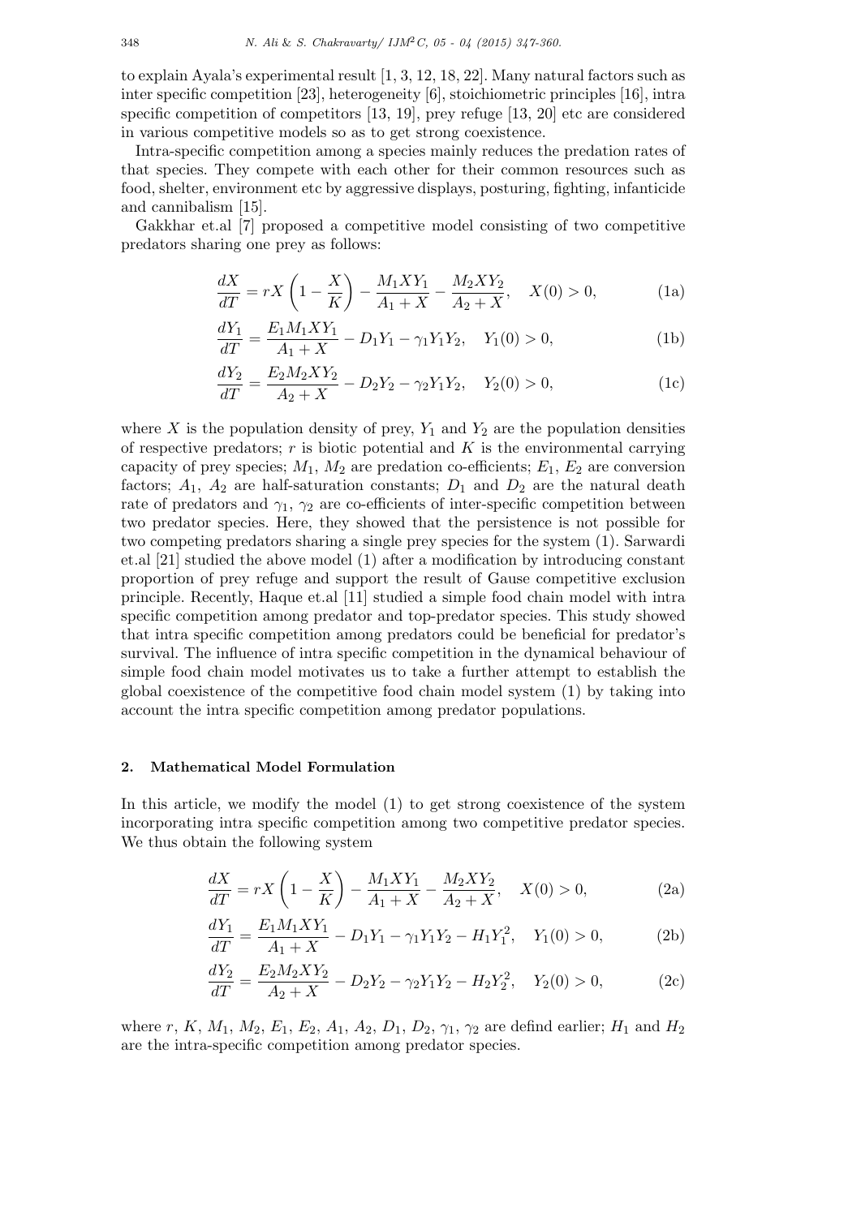to explain Ayala's experimental result [1, 3, 12, 18, 22]. Many natural factors such as inter specific competition [23], heterogeneity [6], stoichiometric principles [16], intra specific competition of competitors [13, 19], prey refuge [13, 20] etc are considered in various competitive models so as to get strong coexistence.

Intra-specific competition among a species mainly reduces the predation rates of that species. They compete with each other for their common resources such as food, shelter, environment etc by aggressive displays, posturing, fighting, infanticide and cannibalism [15].

Gakkhar et.al [7] proposed a competitive model consisting of two competitive predators sharing one prey as follows:

$$\frac{dX}{dT} = rX\left(1 - \frac{X}{K}\right) - \frac{M_1XY_1}{A_1 + X} - \frac{M_2XY_2}{A_2 + X}, \quad X(0) > 0, \tag{1a}$$

$$\frac{dY_1}{dT} = \frac{E_1M_1XY_1}{A_1 + X} - D_1Y_1 - \gamma_1Y_1Y_2, \quad Y_1(0) > 0, \tag{1b}$$

$$\frac{dY_2}{dT} = \frac{E_2M_2XY_2}{A_2 + X} - D_2Y_2 - \gamma_2Y_1Y_2, \quad Y_2(0) > 0, \tag{1c}$$

where $X$ is the population density of prey, $Y_1$ and $Y_2$ are the population densities of respective predators; $r$ is biotic potential and $K$ is the environmental carrying capacity of prey species; $M_1$, $M_2$ are predation co-efficients; $E_1$, $E_2$ are conversion factors; $A_1$, $A_2$ are half-saturation constants; $D_1$ and $D_2$ are the natural death rate of predators and $\gamma_1$, $\gamma_2$ are co-efficients of inter-specific competition between two predator species. Here, they showed that the persistence is not possible for two competing predators sharing a single prey species for the system (1). Sarwardi et.al [21] studied the above model (1) after a modification by introducing constant proportion of prey refuge and support the result of Gause competitive exclusion principle. Recently, Haque et.al [11] studied a simple food chain model with intra specific competition among predator and top-predator species. This study showed that intra specific competition among predators could be beneficial for predator's survival. The influence of intra specific competition in the dynamical behaviour of simple food chain model motivates us to take a further attempt to establish the global coexistence of the competitive food chain model system (1) by taking into account the intra specific competition among predator populations.

## 2. Mathematical Model Formulation

In this article, we modify the model (1) to get strong coexistence of the system incorporating intra specific competition among two competitive predator species. We thus obtain the following system

$$\frac{dX}{dT} = rX\left(1 - \frac{X}{K}\right) - \frac{M_1XY_1}{A_1 + X} - \frac{M_2XY_2}{A_2 + X}, \quad X(0) > 0, \tag{2a}$$

$$\frac{dY_1}{dT} = \frac{E_1M_1XY_1}{A_1 + X} - D_1Y_1 - \gamma_1Y_1Y_2 - H_1Y_1^2, \quad Y_1(0) > 0, \tag{2b}$$

$$\frac{dY_2}{dT} = \frac{E_2M_2XY_2}{A_2 + X} - D_2Y_2 - \gamma_2Y_1Y_2 - H_2Y_2^2, \quad Y_2(0) > 0, \tag{2c}$$

where $r$, $K$, $M_1$, $M_2$, $E_1$, $E_2$, $A_1$, $A_2$, $D_1$, $D_2$, $\gamma_1$, $\gamma_2$ are defind earlier; $H_1$ and $H_2$ are the intra-specific competition among predator species.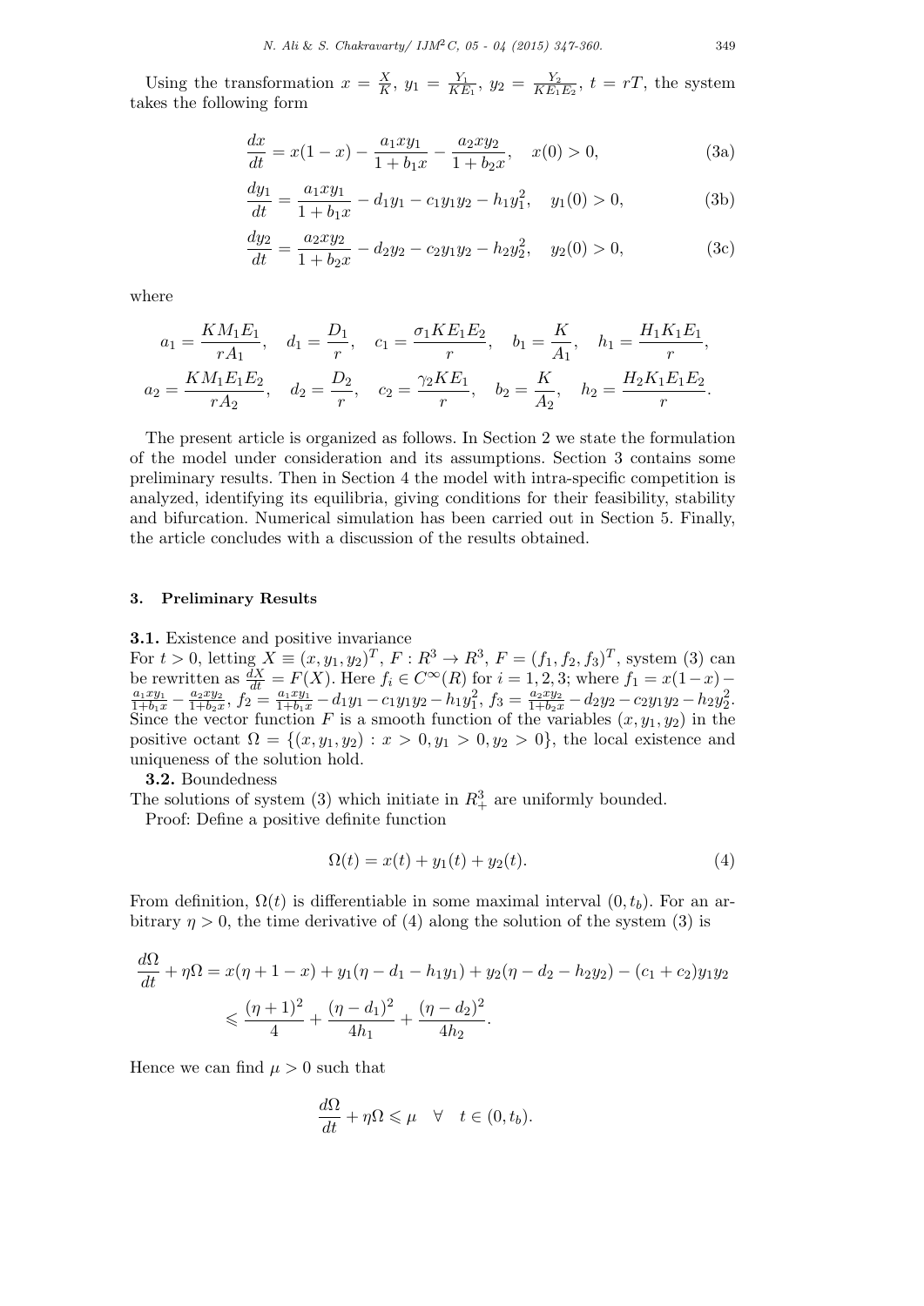Using the transformation $x = \frac{X}{K}$, $y_1 = \frac{Y_1}{KE_1}$, $y_2 = \frac{Y_2}{KE_1E_2}$, $t = rT$, the system takes the following form

$$\frac{dx}{dt} = x(1-x) - \frac{a_1 x y_1}{1+b_1 x} - \frac{a_2 x y_2}{1+b_2 x}, \quad x(0) > 0, \tag{3a}$$

$$\frac{dy_1}{dt} = \frac{a_1 x y_1}{1+b_1 x} - d_1 y_1 - c_1 y_1 y_2 - h_1 y_1^2, \quad y_1(0) > 0, \tag{3b}$$

$$\frac{dy_2}{dt} = \frac{a_2 x y_2}{1+b_2 x} - d_2 y_2 - c_2 y_1 y_2 - h_2 y_2^2, \quad y_2(0) > 0, \tag{3c}$$

where

$$a_1 = \frac{KM_1E_1}{rA_1}, \quad d_1 = \frac{D_1}{r}, \quad c_1 = \frac{\sigma_1 KE_1E_2}{r}, \quad b_1 = \frac{K}{A_1}, \quad h_1 = \frac{H_1K_1E_1}{r},$$

$$a_2 = \frac{KM_1E_1E_2}{rA_2}, \quad d_2 = \frac{D_2}{r}, \quad c_2 = \frac{\gamma_2 KE_1}{r}, \quad b_2 = \frac{K}{A_2}, \quad h_2 = \frac{H_2K_1E_1E_2}{r}.$$

The present article is organized as follows. In Section 2 we state the formulation of the model under consideration and its assumptions. Section 3 contains some preliminary results. Then in Section 4 the model with intra-specific competition is analyzed, identifying its equilibria, giving conditions for their feasibility, stability and bifurcation. Numerical simulation has been carried out in Section 5. Finally, the article concludes with a discussion of the results obtained.

## 3. Preliminary Results

**3.1.** Existence and positive invariance

For $t > 0$, letting $X \equiv (x, y_1, y_2)^T$, $F : R^3 \to R^3$, $F = (f_1, f_2, f_3)^T$, system (3) can be rewritten as $\frac{dX}{dt} = F(X)$. Here $f_i \in C^\infty(R)$ for $i = 1, 2, 3$; where $f_1 = x(1-x) - \frac{a_1 x y_1}{1+b_1 x} - \frac{a_2 x y_2}{1+b_2 x}$, $f_2 = \frac{a_1 x y_1}{1+b_1 x} - d_1 y_1 - c_1 y_1 y_2 - h_1 y_1^2$, $f_3 = \frac{a_2 x y_2}{1+b_2 x} - d_2 y_2 - c_2 y_1 y_2 - h_2 y_2^2$. Since the vector function $F$ is a smooth function of the variables $(x, y_1, y_2)$ in the positive octant $\Omega = \{(x, y_1, y_2) : x > 0, y_1 > 0, y_2 > 0\}$, the local existence and uniqueness of the solution hold.

**3.2.** Boundedness

The solutions of system (3) which initiate in $R^3_+$ are uniformly bounded.

Proof: Define a positive definite function

$$\Omega(t) = x(t) + y_1(t) + y_2(t). \tag{4}$$

From definition, $\Omega(t)$ is differentiable in some maximal interval $(0, t_b)$. For an arbitrary $\eta > 0$, the time derivative of (4) along the solution of the system (3) is

$$\begin{aligned}\frac{d\Omega}{dt} + \eta\Omega &= x(\eta + 1 - x) + y_1(\eta - d_1 - h_1 y_1) + y_2(\eta - d_2 - h_2 y_2) - (c_1 + c_2) y_1 y_2 \\ &\leqslant \frac{(\eta+1)^2}{4} + \frac{(\eta - d_1)^2}{4h_1} + \frac{(\eta - d_2)^2}{4h_2}.\end{aligned}$$

Hence we can find $\mu > 0$ such that

$$\frac{d\Omega}{dt} + \eta\Omega \leqslant \mu \quad \forall \quad t \in (0, t_b).$$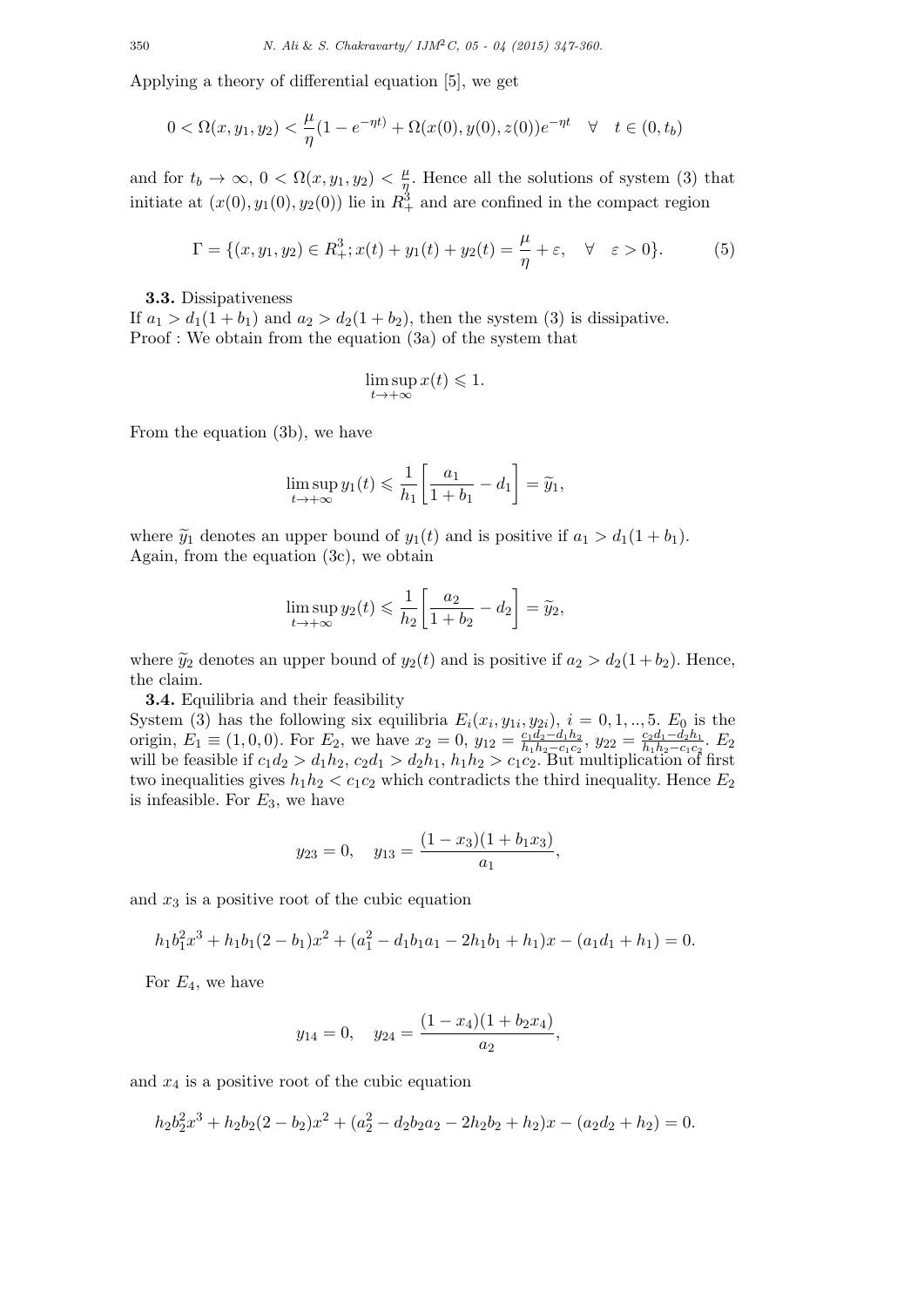Applying a theory of differential equation [5], we get

$$0 < \Omega(x, y_1, y_2) < \frac{\mu}{\eta}(1 - e^{-\eta t}) + \Omega(x(0), y(0), z(0))e^{-\eta t} \quad \forall \quad t \in (0, t_b)$$

and for $t_b \to \infty$, $0 < \Omega(x, y_1, y_2) < \frac{\mu}{\eta}$. Hence all the solutions of system (3) that initiate at $(x(0), y_1(0), y_2(0))$ lie in $R_+^3$ and are confined in the compact region

$$\Gamma = \{(x, y_1, y_2) \in R_+^3; x(t) + y_1(t) + y_2(t) = \frac{\mu}{\eta} + \varepsilon, \quad \forall \quad \varepsilon > 0\}. \tag{5}$$

**3.3.** Dissipativeness

If $a_1 > d_1(1 + b_1)$ and $a_2 > d_2(1 + b_2)$, then the system (3) is dissipative.
Proof : We obtain from the equation (3a) of the system that

$$\limsup_{t \to +\infty} x(t) \leqslant 1.$$

From the equation (3b), we have

$$\limsup_{t \to +\infty} y_1(t) \leqslant \frac{1}{h_1}\left[\frac{a_1}{1 + b_1} - d_1\right] = \widetilde{y}_1,$$

where $\widetilde{y}_1$ denotes an upper bound of $y_1(t)$ and is positive if $a_1 > d_1(1 + b_1)$.
Again, from the equation (3c), we obtain

$$\limsup_{t \to +\infty} y_2(t) \leqslant \frac{1}{h_2}\left[\frac{a_2}{1 + b_2} - d_2\right] = \widetilde{y}_2,$$

where $\widetilde{y}_2$ denotes an upper bound of $y_2(t)$ and is positive if $a_2 > d_2(1 + b_2)$. Hence, the claim.

**3.4.** Equilibria and their feasibility

System (3) has the following six equilibria $E_i(x_i, y_{1i}, y_{2i})$, $i = 0, 1, .., 5$. $E_0$ is the origin, $E_1 \equiv (1, 0, 0)$. For $E_2$, we have $x_2 = 0$, $y_{12} = \frac{c_1 d_2 - d_1 h_2}{h_1 h_2 - c_1 c_2}$, $y_{22} = \frac{c_2 d_1 - d_2 h_1}{h_1 h_2 - c_1 c_2}$. $E_2$ will be feasible if $c_1 d_2 > d_1 h_2$, $c_2 d_1 > d_2 h_1$, $h_1 h_2 > c_1 c_2$. But multiplication of first two inequalities gives $h_1 h_2 < c_1 c_2$ which contradicts the third inequality. Hence $E_2$ is infeasible. For $E_3$, we have

$$y_{23} = 0, \quad y_{13} = \frac{(1 - x_3)(1 + b_1 x_3)}{a_1},$$

and $x_3$ is a positive root of the cubic equation

$$h_1 b_1^2 x^3 + h_1 b_1(2 - b_1)x^2 + (a_1^2 - d_1 b_1 a_1 - 2h_1 b_1 + h_1)x - (a_1 d_1 + h_1) = 0.$$

For $E_4$, we have

$$y_{14} = 0, \quad y_{24} = \frac{(1 - x_4)(1 + b_2 x_4)}{a_2},$$

and $x_4$ is a positive root of the cubic equation

$$h_2 b_2^2 x^3 + h_2 b_2(2 - b_2)x^2 + (a_2^2 - d_2 b_2 a_2 - 2h_2 b_2 + h_2)x - (a_2 d_2 + h_2) = 0.$$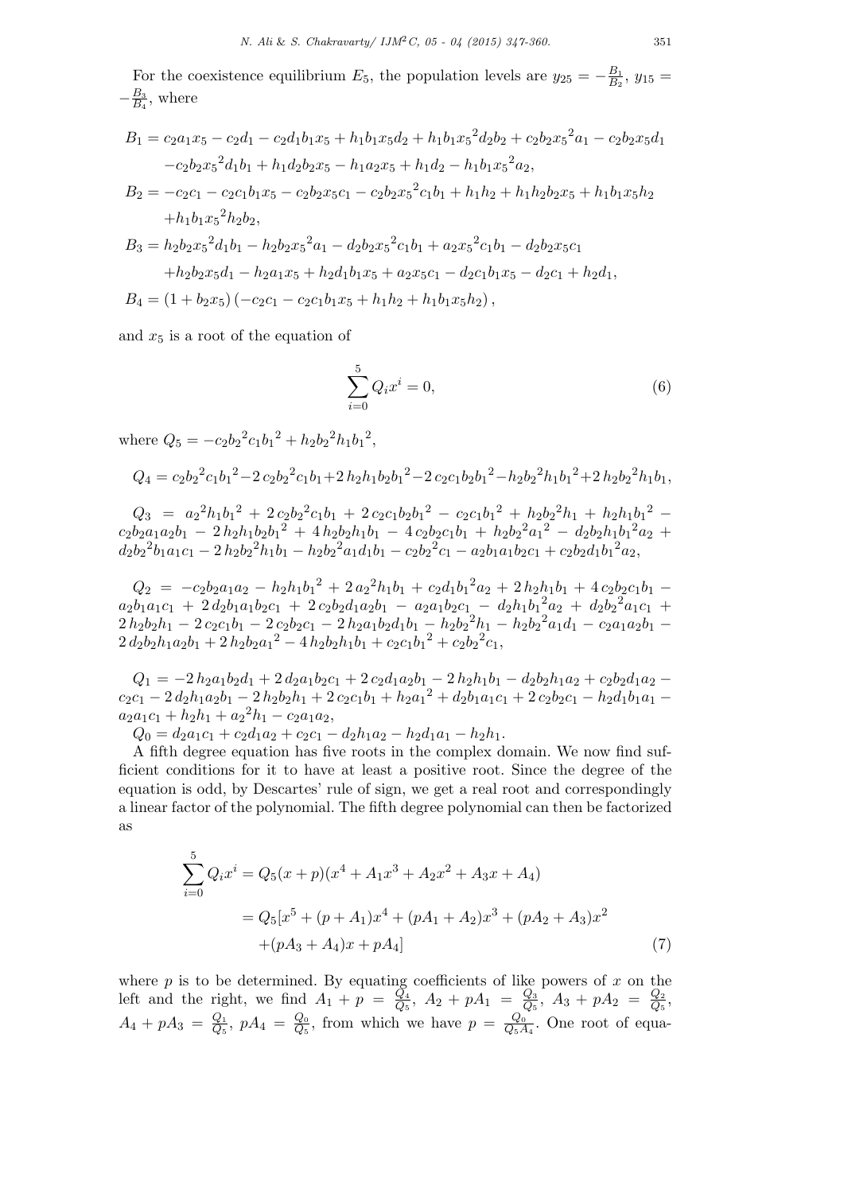For the coexistence equilibrium $E_5$, the population levels are $y_{25} = -\frac{B_1}{B_2}$, $y_{15} = -\frac{B_3}{B_4}$, where

$$
\begin{aligned}
B_1 &= c_2a_1x_5 - c_2d_1 - c_2d_1b_1x_5 + h_1b_1x_5d_2 + h_1b_1{x_5}^2d_2b_2 + c_2b_2{x_5}^2a_1 - c_2b_2x_5d_1 \\
&\quad - c_2b_2{x_5}^2d_1b_1 + h_1d_2b_2x_5 - h_1a_2x_5 + h_1d_2 - h_1b_1{x_5}^2a_2, \\
B_2 &= -c_2c_1 - c_2c_1b_1x_5 - c_2b_2x_5c_1 - c_2b_2{x_5}^2c_1b_1 + h_1h_2 + h_1h_2b_2x_5 + h_1b_1x_5h_2 \\
&\quad + h_1b_1{x_5}^2h_2b_2, \\
B_3 &= h_2b_2{x_5}^2d_1b_1 - h_2b_2{x_5}^2a_1 - d_2b_2{x_5}^2c_1b_1 + a_2{x_5}^2c_1b_1 - d_2b_2x_5c_1 \\
&\quad + h_2b_2x_5d_1 - h_2a_1x_5 + h_2d_1b_1x_5 + a_2x_5c_1 - d_2c_1b_1x_5 - d_2c_1 + h_2d_1, \\
B_4 &= (1 + b_2x_5)\left(-c_2c_1 - c_2c_1b_1x_5 + h_1h_2 + h_1b_1x_5h_2\right),
\end{aligned}
$$

and $x_5$ is a root of the equation of

$$
\sum_{i=0}^{5} Q_i x^i = 0, \tag{6}
$$

where $Q_5 = -c_2{b_2}^2c_1{b_1}^2 + h_2{b_2}^2h_1{b_1}^2$,

$Q_4 = c_2{b_2}^2c_1{b_1}^2 - 2\,c_2{b_2}^2c_1b_1 + 2\,h_2h_1b_2{b_1}^2 - 2\,c_2c_1b_2{b_1}^2 - h_2{b_2}^2h_1{b_1}^2 + 2\,h_2{b_2}^2h_1b_1$,

$Q_3 = {a_2}^2h_1{b_1}^2 + 2\,c_2{b_2}^2c_1b_1 + 2\,c_2c_1b_2{b_1}^2 - c_2c_1{b_1}^2 + h_2{b_2}^2h_1 + h_2h_1{b_1}^2 - c_2b_2a_1a_2b_1 - 2\,h_2h_1b_2{b_1}^2 + 4\,h_2b_2h_1b_1 - 4\,c_2b_2c_1b_1 + h_2{b_2}^2{a_1}^2 - d_2b_2h_1{b_1}^2a_2 + d_2{b_2}^2b_1a_1c_1 - 2\,h_2{b_2}^2h_1b_1 - h_2{b_2}^2a_1d_1b_1 - c_2{b_2}^2c_1 - a_2b_1a_1b_2c_1 + c_2b_2d_1{b_1}^2a_2$,

$Q_2 = -c_2b_2a_1a_2 - h_2h_1{b_1}^2 + 2\,{a_2}^2h_1b_1 + c_2d_1{b_1}^2a_2 + 2\,h_2h_1b_1 + 4\,c_2b_2c_1b_1 - a_2b_1a_1c_1 + 2\,d_2b_1a_1b_2c_1 + 2\,c_2b_2d_1a_2b_1 - a_2a_1b_2c_1 - d_2h_1{b_1}^2a_2 + d_2{b_2}^2a_1c_1 + 2\,h_2b_2h_1 - 2\,c_2c_1b_1 - 2\,c_2b_2c_1 - 2\,h_2a_1b_2d_1b_1 - h_2{b_2}^2h_1 - h_2{b_2}^2a_1d_1 - c_2a_1a_2b_1 - 2\,d_2b_2h_1a_2b_1 + 2\,h_2b_2{a_1}^2 - 4\,h_2b_2h_1b_1 + c_2c_1{b_1}^2 + c_2{b_2}^2c_1$,

$Q_1 = -2\,h_2a_1b_2d_1 + 2\,d_2a_1b_2c_1 + 2\,c_2d_1a_2b_1 - 2\,h_2h_1b_1 - d_2b_2h_1a_2 + c_2b_2d_1a_2 - c_2c_1 - 2\,d_2h_1a_2b_1 - 2\,h_2b_2h_1 + 2\,c_2c_1b_1 + h_2{a_1}^2 + d_2b_1a_1c_1 + 2\,c_2b_2c_1 - h_2d_1b_1a_1 - a_2a_1c_1 + h_2h_1 + {a_2}^2h_1 - c_2a_1a_2$,

$Q_0 = d_2a_1c_1 + c_2d_1a_2 + c_2c_1 - d_2h_1a_2 - h_2d_1a_1 - h_2h_1$.

A fifth degree equation has five roots in the complex domain. We now find sufficient conditions for it to have at least a positive root. Since the degree of the equation is odd, by Descartes' rule of sign, we get a real root and correspondingly a linear factor of the polynomial. The fifth degree polynomial can then be factorized as

$$
\begin{aligned}
\sum_{i=0}^{5} Q_i x^i &= Q_5(x + p)(x^4 + A_1x^3 + A_2x^2 + A_3x + A_4) \\
&= Q_5[x^5 + (p + A_1)x^4 + (pA_1 + A_2)x^3 + (pA_2 + A_3)x^2 \\
&\quad + (pA_3 + A_4)x + pA_4]
\end{aligned} \tag{7}
$$

where $p$ is to be determined. By equating coefficients of like powers of $x$ on the left and the right, we find $A_1 + p = \frac{Q_4}{Q_5}$, $A_2 + pA_1 = \frac{Q_3}{Q_5}$, $A_3 + pA_2 = \frac{Q_2}{Q_5}$, $A_4 + pA_3 = \frac{Q_1}{Q_5}$, $pA_4 = \frac{Q_0}{Q_5}$, from which we have $p = \frac{Q_0}{Q_5A_4}$. One root of equa-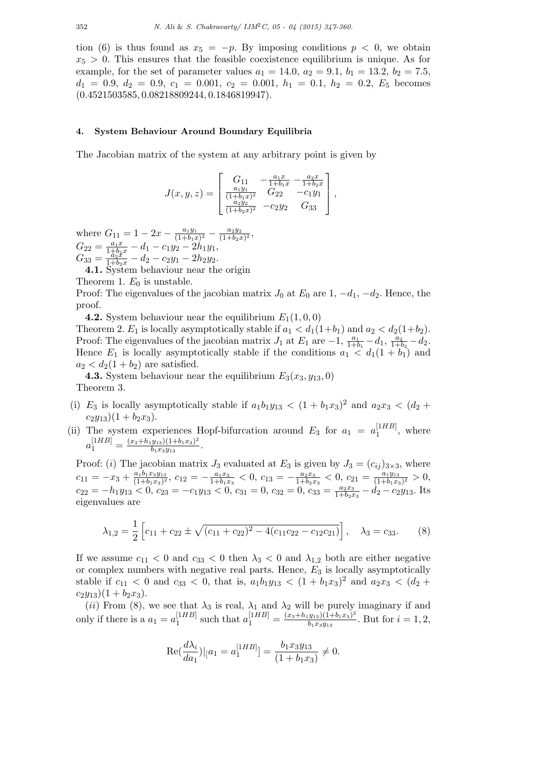tion (6) is thus found as $x_5 = -p$. By imposing conditions $p < 0$, we obtain $x_5 > 0$. This ensures that the feasible coexistence equilibrium is unique. As for example, for the set of parameter values $a_1 = 14.0$, $a_2 = 9.1$, $b_1 = 13.2$, $b_2 = 7.5$, $d_1 = 0.9$, $d_2 = 0.9$, $c_1 = 0.001$, $c_2 = 0.001$, $h_1 = 0.1$, $h_2 = 0.2$, $E_5$ becomes $(0.4521503585, 0.08218809244, 0.1846819947)$.

## 4. System Behaviour Around Boundary Equilibria

The Jacobian matrix of the system at any arbitrary point is given by

$$J(x,y,z) = \begin{bmatrix} G_{11} & -\frac{a_1 x}{1+b_1 x} & -\frac{a_2 x}{1+b_2 x} \\ \frac{a_1 y_1}{(1+b_1 x)^2} & G_{22} & -c_1 y_1 \\ \frac{a_2 y_2}{(1+b_2 x)^2} & -c_2 y_2 & G_{33} \end{bmatrix},$$

where $G_{11} = 1 - 2x - \frac{a_1 y_1}{(1+b_1 x)^2} - \frac{a_2 y_2}{(1+b_2 x)^2}$,
$G_{22} = \frac{a_1 x}{1+b_1 x} - d_1 - c_1 y_2 - 2h_1 y_1$,
$G_{33} = \frac{a_2 x}{1+b_2 x} - d_2 - c_2 y_1 - 2h_2 y_2$.

**4.1.** System behaviour near the origin

Theorem 1. $E_0$ is unstable.

Proof: The eigenvalues of the jacobian matrix $J_0$ at $E_0$ are $1$, $-d_1$, $-d_2$. Hence, the proof.

**4.2.** System behaviour near the equilibrium $E_1(1,0,0)$

Theorem 2. $E_1$ is locally asymptotically stable if $a_1 < d_1(1+b_1)$ and $a_2 < d_2(1+b_2)$.

Proof: The eigenvalues of the jacobian matrix $J_1$ at $E_1$ are $-1$, $\frac{a_1}{1+b_1} - d_1$, $\frac{a_2}{1+b_2} - d_2$. Hence $E_1$ is locally asymptotically stable if the conditions $a_1 < d_1(1+b_1)$ and $a_2 < d_2(1+b_2)$ are satisfied.

**4.3.** System behaviour near the equilibrium $E_3(x_3, y_{13}, 0)$

Theorem 3.

(i) $E_3$ is locally asymptotically stable if $a_1 b_1 y_{13} < (1+b_1 x_3)^2$ and $a_2 x_3 < (d_2 + c_2 y_{13})(1+b_2 x_3)$.

(ii) The system experiences Hopf-bifurcation around $E_3$ for $a_1 = a_1^{[1HB]}$, where $a_1^{[1HB]} = \frac{(x_3 + h_1 y_{13})(1+b_1 x_3)^2}{b_1 x_3 y_{13}}$.

Proof: $(i)$ The jacobian matrix $J_3$ evaluated at $E_3$ is given by $J_3 = (c_{ij})_{3\times 3}$, where $c_{11} = -x_3 + \frac{a_1 b_1 x_3 y_{13}}{(1+b_1 x_3)^2}$, $c_{12} = -\frac{a_1 x_3}{1+b_1 x_3} < 0$, $c_{13} = -\frac{a_2 x_3}{1+b_2 x_3} < 0$, $c_{21} = \frac{a_1 y_{13}}{(1+b_1 x_3)^2} > 0$, $c_{22} = -h_1 y_{13} < 0$, $c_{23} = -c_1 y_{13} < 0$, $c_{31} = 0$, $c_{32} = 0$, $c_{33} = \frac{a_2 x_3}{1+b_2 x_3} - d_2 - c_2 y_{13}$. Its eigenvalues are

$$\lambda_{1,2} = \frac{1}{2}\left[c_{11} + c_{22} \pm \sqrt{(c_{11}+c_{22})^2 - 4(c_{11}c_{22} - c_{12}c_{21})}\right], \quad \lambda_3 = c_{33}. \tag{8}$$

If we assume $c_{11} < 0$ and $c_{33} < 0$ then $\lambda_3 < 0$ and $\lambda_{1,2}$ both are either negative or complex numbers with negative real parts. Hence, $E_3$ is locally asymptotically stable if $c_{11} < 0$ and $c_{33} < 0$, that is, $a_1 b_1 y_{13} < (1+b_1 x_3)^2$ and $a_2 x_3 < (d_2 + c_2 y_{13})(1+b_2 x_3)$.

$(ii)$ From (8), we see that $\lambda_3$ is real, $\lambda_1$ and $\lambda_2$ will be purely imaginary if and only if there is a $a_1 = a_1^{[1HB]}$ such that $a_1^{[1HB]} = \frac{(x_3 + h_1 y_{13})(1+b_1 x_3)^2}{b_1 x_3 y_{13}}$. But for $i = 1, 2$,

$$\mathrm{Re}(\frac{d\lambda_i}{da_1})|_[a_1 = a_1^{[1HB]}] = \frac{b_1 x_3 y_{13}}{(1+b_1 x_3)} \neq 0.$$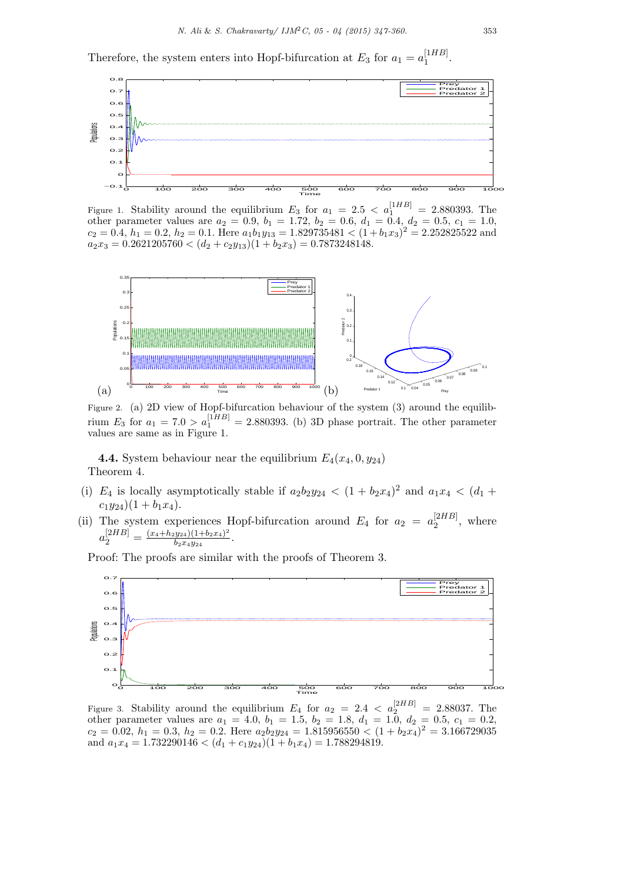Therefore, the system enters into Hopf-bifurcation at $E_3$ for $a_1 = a_1^{[1HB]}$.

0.8
0.7
0.6
0.5
0.4
0.3
0.2
0.1
0
−0.1
Populations
0 100 200 300 400 500 600 700 800 900 1000
Time
Prey
Predator 1
Predator 2

Figure 1. Stability around the equilibrium $E_3$ for $a_1 = 2.5 < a_1^{[1HB]} = 2.880393$. The other parameter values are $a_2 = 0.9$, $b_1 = 1.72$, $b_2 = 0.6$, $d_1 = 0.4$, $d_2 = 0.5$, $c_1 = 1.0$, $c_2 = 0.4$, $h_1 = 0.2$, $h_2 = 0.1$. Here $a_1 b_1 y_{13} = 1.829735481 < (1 + b_1 x_3)^2 = 2.252825522$ and $a_2 x_3 = 0.2621205760 < (d_2 + c_2 y_{13})(1 + b_2 x_3) = 0.7873248148$.

0.35
0.3
0.25
0.2
0.15
0.1
0.05
0
Populations
0 100 200 300 400 500 600 700 800 900 1000
Time
Prey
Predator 1
Predator 2
(a)

0.4
0.3
0.2
0.1
0
Predator 2
0.2 0.18 0.16 0.14 0.12 0.1
Predator 1
0.04 0.05 0.06 0.07 0.08 0.09 0.1
Prey
(b)

Figure 2. (a) 2D view of Hopf-bifurcation behaviour of the system (3) around the equilibrium $E_3$ for $a_1 = 7.0 > a_1^{[1HB]} = 2.880393$. (b) 3D phase portrait. The other parameter values are same as in Figure 1.

**4.4.** System behaviour near the equilibrium $E_4(x_4, 0, y_{24})$

Theorem 4.

(i) $E_4$ is locally asymptotically stable if $a_2 b_2 y_{24} < (1 + b_2 x_4)^2$ and $a_1 x_4 < (d_1 + c_1 y_{24})(1 + b_1 x_4)$.

(ii) The system experiences Hopf-bifurcation around $E_4$ for $a_2 = a_2^{[2HB]}$, where $a_2^{[2HB]} = \frac{(x_4 + h_2 y_{24})(1+b_2 x_4)^2}{b_2 x_4 y_{24}}$.

Proof: The proofs are similar with the proofs of Theorem 3.

0.7
0.6
0.5
0.4
0.3
0.2
0.1
0
Populations
0 100 200 300 400 500 600 700 800 900 1000
Time
Prey
Predator 1
Predator 2

Figure 3. Stability around the equilibrium $E_4$ for $a_2 = 2.4 < a_2^{[2HB]} = 2.88037$. The other parameter values are $a_1 = 4.0$, $b_1 = 1.5$, $b_2 = 1.8$, $d_1 = 1.0$, $d_2 = 0.5$, $c_1 = 0.2$, $c_2 = 0.02$, $h_1 = 0.3$, $h_2 = 0.2$. Here $a_2 b_2 y_{24} = 1.815956550 < (1 + b_2 x_4)^2 = 3.166729035$ and $a_1 x_4 = 1.732290146 < (d_1 + c_1 y_{24})(1 + b_1 x_4) = 1.788294819$.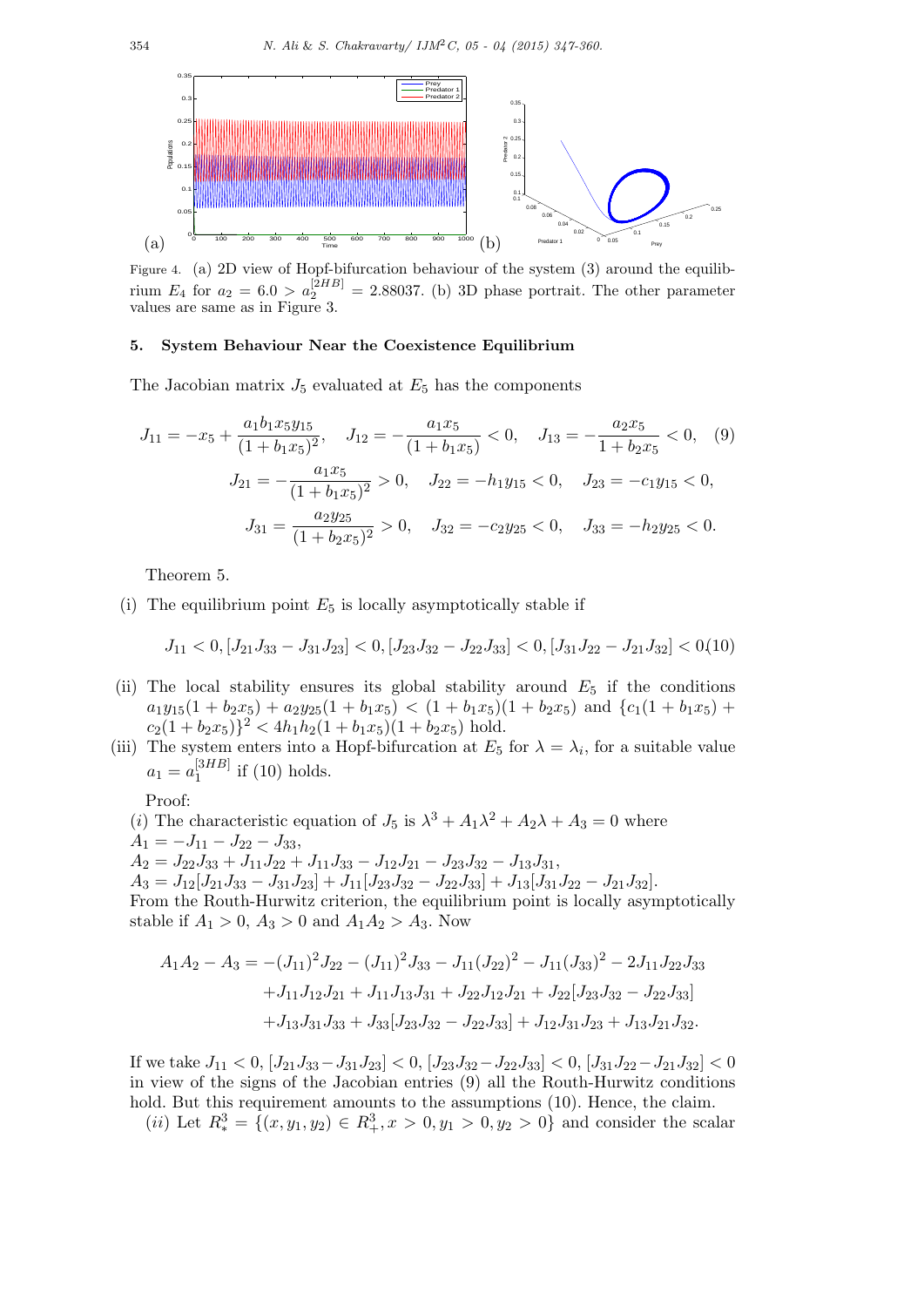0.35
0.3
0.25
0.2
0.15
0.1
0.05
0
Populations
0 100 200 300 400 500 600 700 800 900 1000
Time
Prey
Predator 1
Predator 2
(a)

0.35
0.3
0.25
0.2
0.15
0.1
Predator 2
0.08 0.06 0.04 0.02 0
Predator 1
0.05 0.1 0.15 0.2 0.25
Prey
(b)

Figure 4. (a) 2D view of Hopf-bifurcation behaviour of the system (3) around the equilibrium $E_4$ for $a_2 = 6.0 > a_2^{[2HB]} = 2.88037$. (b) 3D phase portrait. The other parameter values are same as in Figure 3.

## 5. System Behaviour Near the Coexistence Equilibrium

The Jacobian matrix $J_5$ evaluated at $E_5$ has the components

$$J_{11} = -x_5 + \frac{a_1 b_1 x_5 y_{15}}{(1+b_1 x_5)^2}, \quad J_{12} = -\frac{a_1 x_5}{(1+b_1 x_5)} < 0, \quad J_{13} = -\frac{a_2 x_5}{1+b_2 x_5} < 0, \quad (9)$$

$$J_{21} = -\frac{a_1 x_5}{(1+b_1 x_5)^2} > 0, \quad J_{22} = -h_1 y_{15} < 0, \quad J_{23} = -c_1 y_{15} < 0,$$

$$J_{31} = \frac{a_2 y_{25}}{(1+b_2 x_5)^2} > 0, \quad J_{32} = -c_2 y_{25} < 0, \quad J_{33} = -h_2 y_{25} < 0.$$

Theorem 5.

(i) The equilibrium point $E_5$ is locally asymptotically stable if

$$J_{11} < 0, [J_{21}J_{33} - J_{31}J_{23}] < 0, [J_{23}J_{32} - J_{22}J_{33}] < 0, [J_{31}J_{22} - J_{21}J_{32}] < 0 (10)$$

(ii) The local stability ensures its global stability around $E_5$ if the conditions $a_1 y_{15}(1+b_2 x_5) + a_2 y_{25}(1+b_1 x_5) < (1+b_1 x_5)(1+b_2 x_5)$ and $\{c_1(1+b_1 x_5) + c_2(1+b_2 x_5)\}^2 < 4h_1 h_2 (1+b_1 x_5)(1+b_2 x_5)$ hold.

(iii) The system enters into a Hopf-bifurcation at $E_5$ for $\lambda = \lambda_i$, for a suitable value $a_1 = a_1^{[3HB]}$ if (10) holds.

Proof:

$(i)$ The characteristic equation of $J_5$ is $\lambda^3 + A_1\lambda^2 + A_2\lambda + A_3 = 0$ where
$A_1 = -J_{11} - J_{22} - J_{33}$,
$A_2 = J_{22}J_{33} + J_{11}J_{22} + J_{11}J_{33} - J_{12}J_{21} - J_{23}J_{32} - J_{13}J_{31}$,
$A_3 = J_{12}[J_{21}J_{33} - J_{31}J_{23}] + J_{11}[J_{23}J_{32} - J_{22}J_{33}] + J_{13}[J_{31}J_{22} - J_{21}J_{32}]$.
From the Routh-Hurwitz criterion, the equilibrium point is locally asymptotically stable if $A_1 > 0$, $A_3 > 0$ and $A_1 A_2 > A_3$. Now

$$\begin{aligned} A_1 A_2 - A_3 = & -(J_{11})^2 J_{22} - (J_{11})^2 J_{33} - J_{11}(J_{22})^2 - J_{11}(J_{33})^2 - 2J_{11}J_{22}J_{33} \\ & + J_{11}J_{12}J_{21} + J_{11}J_{13}J_{31} + J_{22}J_{12}J_{21} + J_{22}[J_{23}J_{32} - J_{22}J_{33}] \\ & + J_{13}J_{31}J_{33} + J_{33}[J_{23}J_{32} - J_{22}J_{33}] + J_{12}J_{31}J_{23} + J_{13}J_{21}J_{32}. \end{aligned}$$

If we take $J_{11} < 0$, $[J_{21}J_{33} - J_{31}J_{23}] < 0$, $[J_{23}J_{32} - J_{22}J_{33}] < 0$, $[J_{31}J_{22} - J_{21}J_{32}] < 0$ in view of the signs of the Jacobian entries (9) all the Routh-Hurwitz conditions hold. But this requirement amounts to the assumptions (10). Hence, the claim.

$(ii)$ Let $R_*^3 = \{(x, y_1, y_2) \in R_+^3, x > 0, y_1 > 0, y_2 > 0\}$ and consider the scalar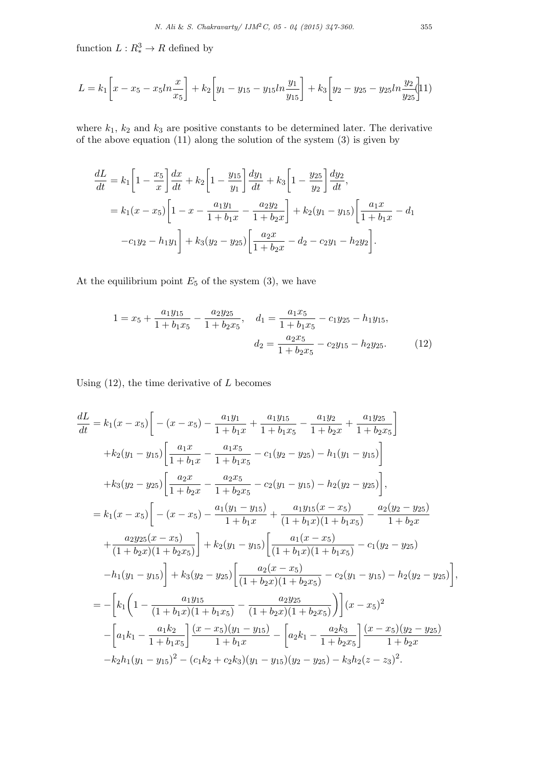function $L : R_*^3 \to R$ defined by

$$L = k_1\left[x - x_5 - x_5 ln\frac{x}{x_5}\right] + k_2\left[y_1 - y_{15} - y_{15} ln\frac{y_1}{y_{15}}\right] + k_3\left[y_2 - y_{25} - y_{25} ln\frac{y_2}{y_{25}}\right] \quad (11)$$

where $k_1$, $k_2$ and $k_3$ are positive constants to be determined later. The derivative of the above equation (11) along the solution of the system (3) is given by

$$\begin{aligned}
\frac{dL}{dt} &= k_1\left[1 - \frac{x_5}{x}\right]\frac{dx}{dt} + k_2\left[1 - \frac{y_{15}}{y_1}\right]\frac{dy_1}{dt} + k_3\left[1 - \frac{y_{25}}{y_2}\right]\frac{dy_2}{dt}, \\
&= k_1(x - x_5)\left[1 - x - \frac{a_1 y_1}{1 + b_1 x} - \frac{a_2 y_2}{1 + b_2 x}\right] + k_2(y_1 - y_{15})\left[\frac{a_1 x}{1 + b_1 x} - d_1 \right. \\
&\quad \left. - c_1 y_2 - h_1 y_1\right] + k_3(y_2 - y_{25})\left[\frac{a_2 x}{1 + b_2 x} - d_2 - c_2 y_1 - h_2 y_2\right].
\end{aligned}$$

At the equilibrium point $E_5$ of the system (3), we have

$$1 = x_5 + \frac{a_1 y_{15}}{1 + b_1 x_5} - \frac{a_2 y_{25}}{1 + b_2 x_5}, \quad d_1 = \frac{a_1 x_5}{1 + b_1 x_5} - c_1 y_{25} - h_1 y_{15},$$
$$d_2 = \frac{a_2 x_5}{1 + b_2 x_5} - c_2 y_{15} - h_2 y_{25}. \quad (12)$$

Using (12), the time derivative of $L$ becomes

$$\begin{aligned}
\frac{dL}{dt} &= k_1(x - x_5)\left[-(x - x_5) - \frac{a_1 y_1}{1 + b_1 x} + \frac{a_1 y_{15}}{1 + b_1 x_5} - \frac{a_1 y_2}{1 + b_2 x} + \frac{a_1 y_{25}}{1 + b_2 x_5}\right] \\
&\quad + k_2(y_1 - y_{15})\left[\frac{a_1 x}{1 + b_1 x} - \frac{a_1 x_5}{1 + b_1 x_5} - c_1(y_2 - y_{25}) - h_1(y_1 - y_{15})\right] \\
&\quad + k_3(y_2 - y_{25})\left[\frac{a_2 x}{1 + b_2 x} - \frac{a_2 x_5}{1 + b_2 x_5} - c_2(y_1 - y_{15}) - h_2(y_2 - y_{25})\right], \\
&= k_1(x - x_5)\left[-(x - x_5) - \frac{a_1(y_1 - y_{15})}{1 + b_1 x} + \frac{a_1 y_{15}(x - x_5)}{(1 + b_1 x)(1 + b_1 x_5)} - \frac{a_2(y_2 - y_{25})}{1 + b_2 x} \right. \\
&\quad \left. + \frac{a_2 y_{25}(x - x_5)}{(1 + b_2 x)(1 + b_2 x_5)}\right] + k_2(y_1 - y_{15})\left[\frac{a_1(x - x_5)}{(1 + b_1 x)(1 + b_1 x_5)} - c_1(y_2 - y_{25}) \right. \\
&\quad \left. - h_1(y_1 - y_{15})\right] + k_3(y_2 - y_{25})\left[\frac{a_2(x - x_5)}{(1 + b_2 x)(1 + b_2 x_5)} - c_2(y_1 - y_{15}) - h_2(y_2 - y_{25})\right], \\
&= -\left[k_1\left(1 - \frac{a_1 y_{15}}{(1 + b_1 x)(1 + b_1 x_5)} - \frac{a_2 y_{25}}{(1 + b_2 x)(1 + b_2 x_5)}\right)\right](x - x_5)^2 \\
&\quad - \left[a_1 k_1 - \frac{a_1 k_2}{1 + b_1 x_5}\right]\frac{(x - x_5)(y_1 - y_{15})}{1 + b_1 x} - \left[a_2 k_1 - \frac{a_2 k_3}{1 + b_2 x_5}\right]\frac{(x - x_5)(y_2 - y_{25})}{1 + b_2 x} \\
&\quad - k_2 h_1(y_1 - y_{15})^2 - (c_1 k_2 + c_2 k_3)(y_1 - y_{15})(y_2 - y_{25}) - k_3 h_2(z - z_3)^2.
\end{aligned}$$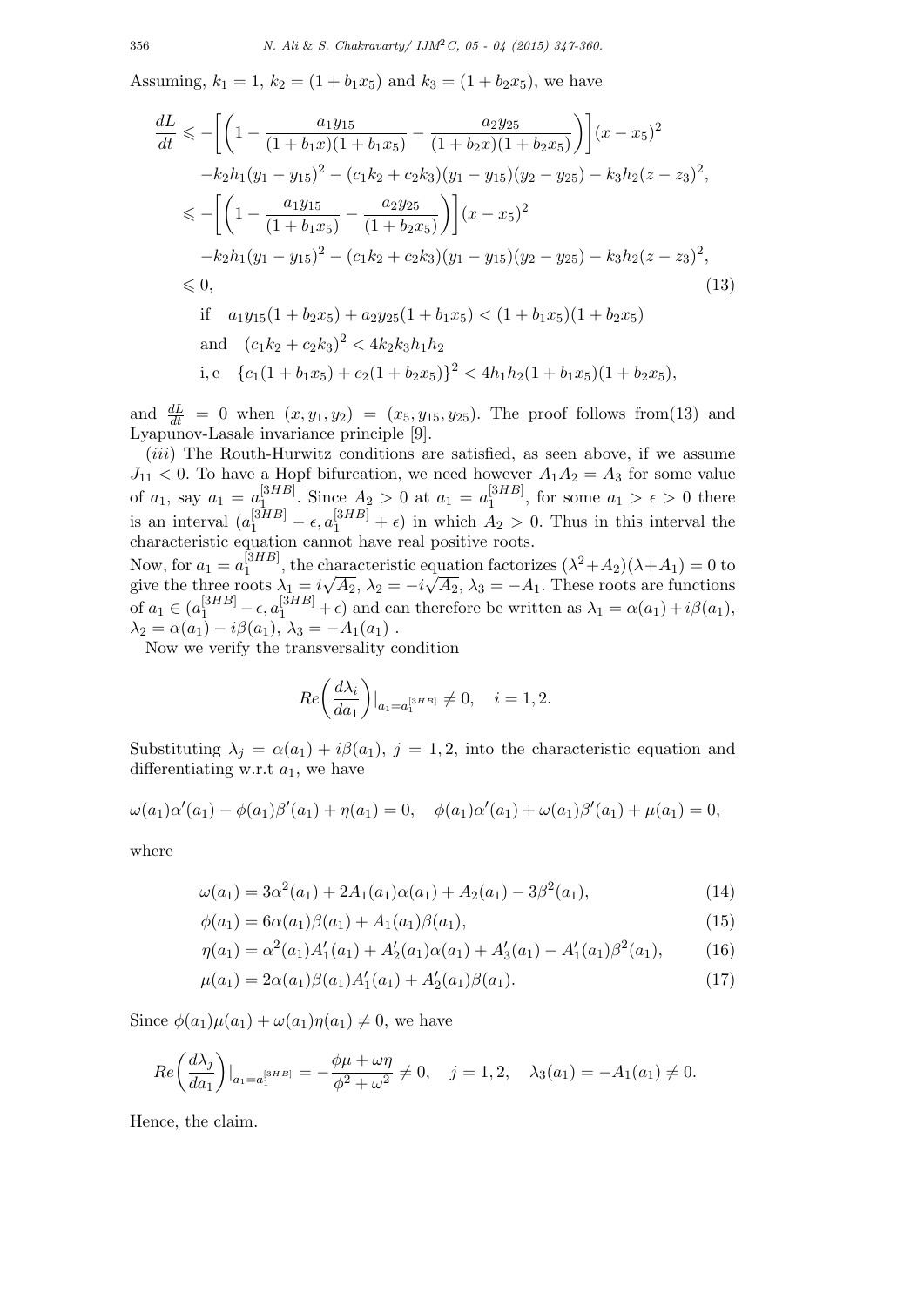Assuming, $k_1 = 1$, $k_2 = (1 + b_1 x_5)$ and $k_3 = (1 + b_2 x_5)$, we have

$$
\begin{aligned}
\frac{dL}{dt} &\leqslant -\left[\left(1 - \frac{a_1 y_{15}}{(1+b_1 x)(1+b_1 x_5)} - \frac{a_2 y_{25}}{(1+b_2 x)(1+b_2 x_5)}\right)\right](x - x_5)^2 \\
&\quad -k_2 h_1 (y_1 - y_{15})^2 - (c_1 k_2 + c_2 k_3)(y_1 - y_{15})(y_2 - y_{25}) - k_3 h_2 (z - z_3)^2, \\
&\leqslant -\left[\left(1 - \frac{a_1 y_{15}}{(1+b_1 x_5)} - \frac{a_2 y_{25}}{(1+b_2 x_5)}\right)\right](x - x_5)^2 \\
&\quad -k_2 h_1 (y_1 - y_{15})^2 - (c_1 k_2 + c_2 k_3)(y_1 - y_{15})(y_2 - y_{25}) - k_3 h_2 (z - z_3)^2, \\
&\leqslant 0, \qquad\qquad\qquad\qquad\qquad\qquad\qquad\qquad\qquad\qquad\qquad\qquad (13) \\
&\quad \text{if} \quad a_1 y_{15}(1 + b_2 x_5) + a_2 y_{25}(1 + b_1 x_5) < (1 + b_1 x_5)(1 + b_2 x_5) \\
&\quad \text{and} \quad (c_1 k_2 + c_2 k_3)^2 < 4 k_2 k_3 h_1 h_2 \\
&\quad \text{i, e} \quad \{c_1(1 + b_1 x_5) + c_2(1 + b_2 x_5)\}^2 < 4 h_1 h_2 (1 + b_1 x_5)(1 + b_2 x_5),
\end{aligned}
$$

and $\frac{dL}{dt} = 0$ when $(x, y_1, y_2) = (x_5, y_{15}, y_{25})$. The proof follows from(13) and Lyapunov-Lasale invariance principle [9].

$(iii)$ The Routh-Hurwitz conditions are satisfied, as seen above, if we assume $J_{11} < 0$. To have a Hopf bifurcation, we need however $A_1 A_2 = A_3$ for some value of $a_1$, say $a_1 = a_1^{[3HB]}$. Since $A_2 > 0$ at $a_1 = a_1^{[3HB]}$, for some $a_1 > \epsilon > 0$ there is an interval $(a_1^{[3HB]} - \epsilon, a_1^{[3HB]} + \epsilon)$ in which $A_2 > 0$. Thus in this interval the characteristic equation cannot have real positive roots.

Now, for $a_1 = a_1^{[3HB]}$, the characteristic equation factorizes $(\lambda^2 + A_2)(\lambda + A_1) = 0$ to give the three roots $\lambda_1 = i\sqrt{A_2}$, $\lambda_2 = -i\sqrt{A_2}$, $\lambda_3 = -A_1$. These roots are functions of $a_1 \in (a_1^{[3HB]} - \epsilon, a_1^{[3HB]} + \epsilon)$ and can therefore be written as $\lambda_1 = \alpha(a_1) + i\beta(a_1)$, $\lambda_2 = \alpha(a_1) - i\beta(a_1)$, $\lambda_3 = -A_1(a_1)$ .

Now we verify the transversality condition

$$
Re\left(\frac{d\lambda_i}{da_1}\right)\Big|_{a_1 = a_1^{[3HB]}} \neq 0, \quad i = 1, 2.
$$

Substituting $\lambda_j = \alpha(a_1) + i\beta(a_1)$, $j = 1, 2$, into the characteristic equation and differentiating w.r.t $a_1$, we have

$$
\omega(a_1)\alpha'(a_1) - \phi(a_1)\beta'(a_1) + \eta(a_1) = 0, \quad \phi(a_1)\alpha'(a_1) + \omega(a_1)\beta'(a_1) + \mu(a_1) = 0,
$$

where

$$
\omega(a_1) = 3\alpha^2(a_1) + 2A_1(a_1)\alpha(a_1) + A_2(a_1) - 3\beta^2(a_1), \tag{14}
$$

$$
\phi(a_1) = 6\alpha(a_1)\beta(a_1) + A_1(a_1)\beta(a_1), \tag{15}
$$

$$
\eta(a_1) = \alpha^2(a_1)A_1'(a_1) + A_2'(a_1)\alpha(a_1) + A_3'(a_1) - A_1'(a_1)\beta^2(a_1), \tag{16}
$$

$$
\mu(a_1) = 2\alpha(a_1)\beta(a_1)A_1'(a_1) + A_2'(a_1)\beta(a_1). \tag{17}
$$

Since $\phi(a_1)\mu(a_1) + \omega(a_1)\eta(a_1) \neq 0$, we have

$$
Re\left(\frac{d\lambda_j}{da_1}\right)\Big|_{a_1 = a_1^{[3HB]}} = -\frac{\phi\mu + \omega\eta}{\phi^2 + \omega^2} \neq 0, \quad j = 1, 2, \quad \lambda_3(a_1) = -A_1(a_1) \neq 0.
$$

Hence, the claim.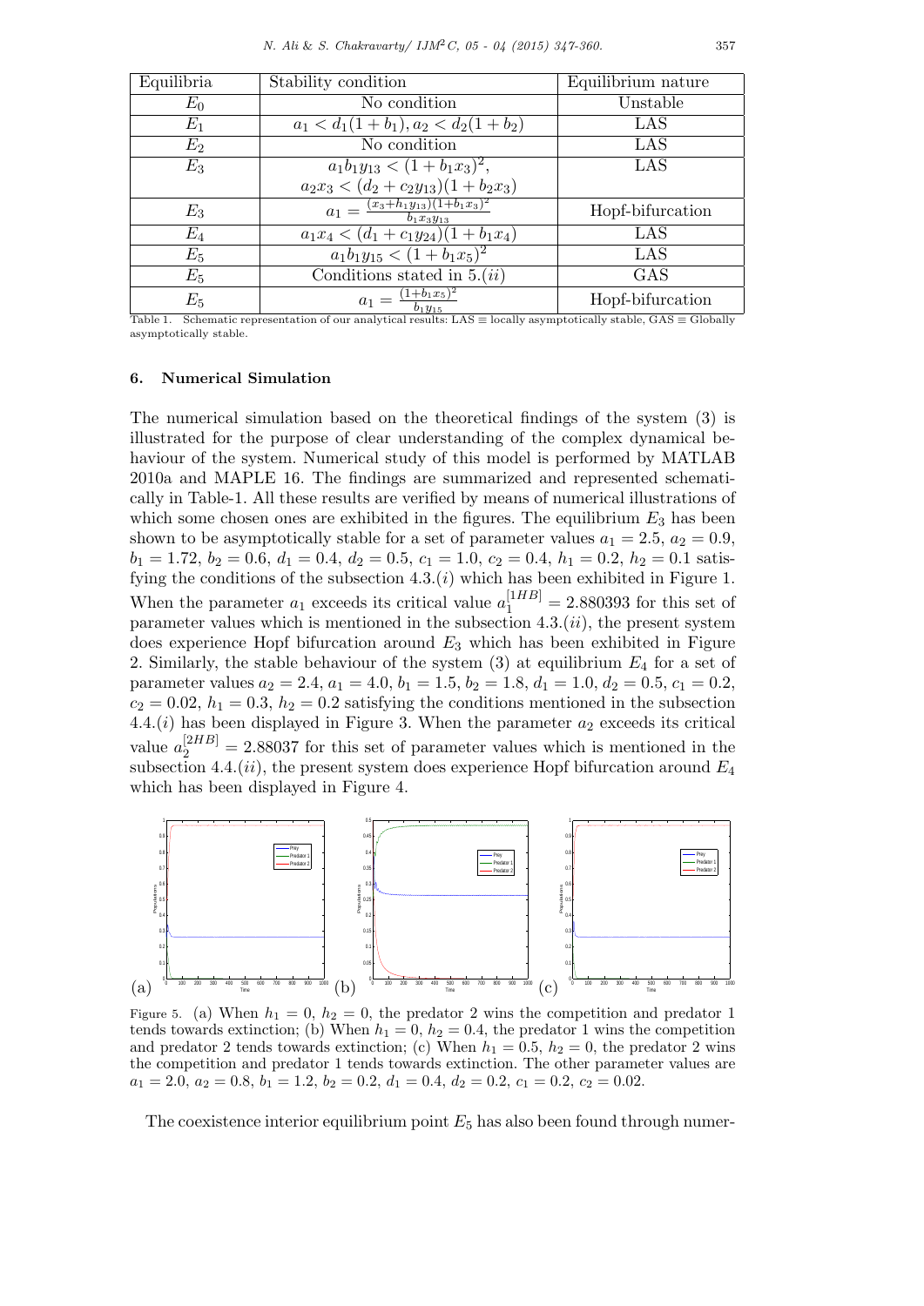| Equilibria | Stability condition | Equilibrium nature |
|---|---|---|
| $E_0$ | No condition | Unstable |
| $E_1$ | $a_1 < d_1(1+b_1), a_2 < d_2(1+b_2)$ | LAS |
| $E_2$ | No condition | LAS |
| $E_3$ | $a_1 b_1 y_{13} < (1+b_1 x_3)^2$, $a_2 x_3 < (d_2 + c_2 y_{13})(1+b_2 x_3)$ | LAS |
| $E_3$ | $a_1 = \frac{(x_3 + h_1 y_{13})(1+b_1 x_3)^2}{b_1 x_3 y_{13}}$ | Hopf-bifurcation |
| $E_4$ | $a_1 x_4 < (d_1 + c_1 y_{24})(1+b_1 x_4)$ | LAS |
| $E_5$ | $a_1 b_1 y_{15} < (1+b_1 x_5)^2$ | LAS |
| $E_5$ | Conditions stated in $5.(ii)$ | GAS |
| $E_5$ | $a_1 = \frac{(1+b_1 x_5)^2}{b_1 y_{15}}$ | Hopf-bifurcation |

Table 1. Schematic representation of our analytical results: LAS ≡ locally asymptotically stable, GAS ≡ Globally asymptotically stable.

## 6. Numerical Simulation

The numerical simulation based on the theoretical findings of the system (3) is illustrated for the purpose of clear understanding of the complex dynamical behaviour of the system. Numerical study of this model is performed by MATLAB 2010a and MAPLE 16. The findings are summarized and represented schematically in Table-1. All these results are verified by means of numerical illustrations of which some chosen ones are exhibited in the figures. The equilibrium $E_3$ has been shown to be asymptotically stable for a set of parameter values $a_1 = 2.5$, $a_2 = 0.9$, $b_1 = 1.72$, $b_2 = 0.6$, $d_1 = 0.4$, $d_2 = 0.5$, $c_1 = 1.0$, $c_2 = 0.4$, $h_1 = 0.2$, $h_2 = 0.1$ satisfying the conditions of the subsection $4.3.(i)$ which has been exhibited in Figure 1. When the parameter $a_1$ exceeds its critical value $a_1^{[1HB]} = 2.880393$ for this set of parameter values which is mentioned in the subsection $4.3.(ii)$, the present system does experience Hopf bifurcation around $E_3$ which has been exhibited in Figure 2. Similarly, the stable behaviour of the system (3) at equilibrium $E_4$ for a set of parameter values $a_2 = 2.4$, $a_1 = 4.0$, $b_1 = 1.5$, $b_2 = 1.8$, $d_1 = 1.0$, $d_2 = 0.5$, $c_1 = 0.2$, $c_2 = 0.02$, $h_1 = 0.3$, $h_2 = 0.2$ satisfying the conditions mentioned in the subsection $4.4.(i)$ has been displayed in Figure 3. When the parameter $a_2$ exceeds its critical value $a_2^{[2HB]} = 2.88037$ for this set of parameter values which is mentioned in the subsection $4.4.(ii)$, the present system does experience Hopf bifurcation around $E_4$ which has been displayed in Figure 4.

Figure 5. (a) When $h_1 = 0$, $h_2 = 0$, the predator 2 wins the competition and predator 1 tends towards extinction; (b) When $h_1 = 0$, $h_2 = 0.4$, the predator 1 wins the competition and predator 2 tends towards extinction; (c) When $h_1 = 0.5$, $h_2 = 0$, the predator 2 wins the competition and predator 1 tends towards extinction. The other parameter values are $a_1 = 2.0$, $a_2 = 0.8$, $b_1 = 1.2$, $b_2 = 0.2$, $d_1 = 0.4$, $d_2 = 0.2$, $c_1 = 0.2$, $c_2 = 0.02$.

The coexistence interior equilibrium point $E_5$ has also been found through numer-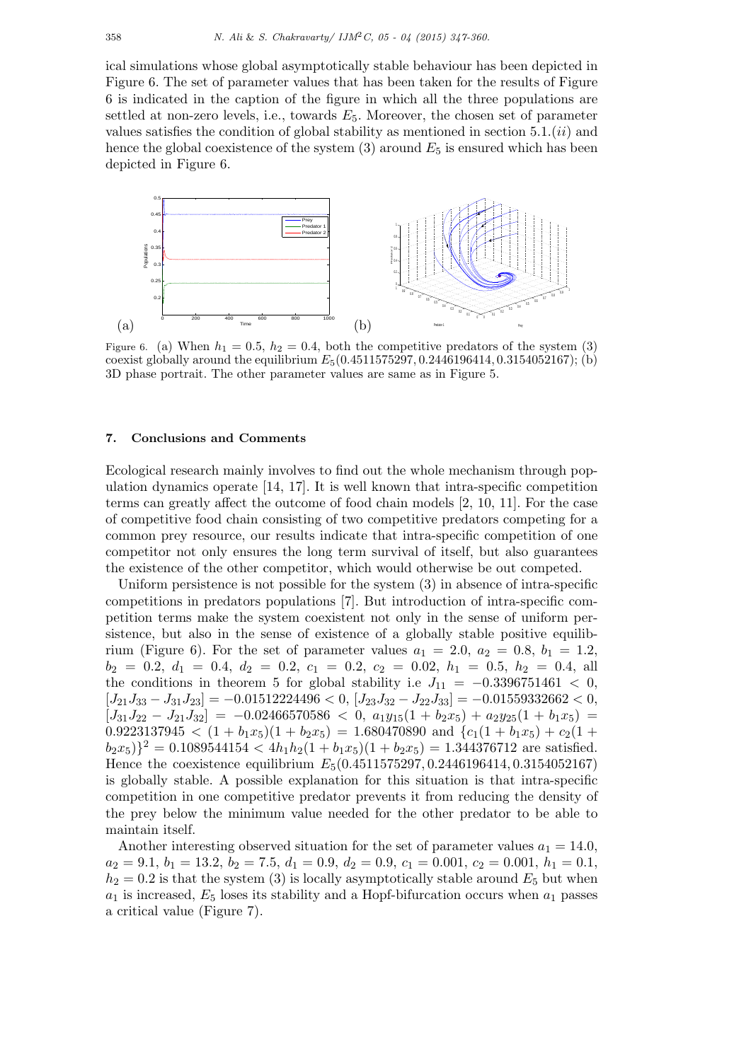ical simulations whose global asymptotically stable behaviour has been depicted in Figure 6. The set of parameter values that has been taken for the results of Figure 6 is indicated in the caption of the figure in which all the three populations are settled at non-zero levels, i.e., towards $E_5$. Moreover, the chosen set of parameter values satisfies the condition of global stability as mentioned in section 5.1.$(ii)$ and hence the global coexistence of the system (3) around $E_5$ is ensured which has been depicted in Figure 6.

(a)

0.5
0.45
0.4
0.35
0.3
0.25
0.2
Populations
0
200
400
600
800
1000
Time
Prey
Predator 1
Predator 2

(b)

Predator 2
Predator 1
Prey

Figure 6. (a) When $h_1 = 0.5$, $h_2 = 0.4$, both the competitive predators of the system (3) coexist globally around the equilibrium $E_5(0.4511575297, 0.2446196414, 0.3154052167)$; (b) 3D phase portrait. The other parameter values are same as in Figure 5.

## 7. Conclusions and Comments

Ecological research mainly involves to find out the whole mechanism through population dynamics operate [14, 17]. It is well known that intra-specific competition terms can greatly affect the outcome of food chain models [2, 10, 11]. For the case of competitive food chain consisting of two competitive predators competing for a common prey resource, our results indicate that intra-specific competition of one competitor not only ensures the long term survival of itself, but also guarantees the existence of the other competitor, which would otherwise be out competed.

Uniform persistence is not possible for the system (3) in absence of intra-specific competitions in predators populations [7]. But introduction of intra-specific competition terms make the system coexistent not only in the sense of uniform persistence, but also in the sense of existence of a globally stable positive equilibrium (Figure 6). For the set of parameter values $a_1 = 2.0$, $a_2 = 0.8$, $b_1 = 1.2$, $b_2 = 0.2$, $d_1 = 0.4$, $d_2 = 0.2$, $c_1 = 0.2$, $c_2 = 0.02$, $h_1 = 0.5$, $h_2 = 0.4$, all the conditions in theorem 5 for global stability i.e $J_{11} = -0.3396751461 < 0$, $[J_{21}J_{33} - J_{31}J_{23}] = -0.01512224496 < 0$, $[J_{23}J_{32} - J_{22}J_{33}] = -0.01559332662 < 0$, $[J_{31}J_{22} - J_{21}J_{32}] = -0.02466570586 < 0$, $a_1y_{15}(1 + b_2x_5) + a_2y_{25}(1 + b_1x_5) = 0.9223137945 < (1 + b_1x_5)(1 + b_2x_5) = 1.680470890$ and $\{c_1(1 + b_1x_5) + c_2(1 + b_2x_5)\}^2 = 0.1089544154 < 4h_1h_2(1 + b_1x_5)(1 + b_2x_5) = 1.344376712$ are satisfied. Hence the coexistence equilibrium $E_5(0.4511575297, 0.2446196414, 0.3154052167)$ is globally stable. A possible explanation for this situation is that intra-specific competition in one competitive predator prevents it from reducing the density of the prey below the minimum value needed for the other predator to be able to maintain itself.

Another interesting observed situation for the set of parameter values $a_1 = 14.0$, $a_2 = 9.1$, $b_1 = 13.2$, $b_2 = 7.5$, $d_1 = 0.9$, $d_2 = 0.9$, $c_1 = 0.001$, $c_2 = 0.001$, $h_1 = 0.1$, $h_2 = 0.2$ is that the system (3) is locally asymptotically stable around $E_5$ but when $a_1$ is increased, $E_5$ loses its stability and a Hopf-bifurcation occurs when $a_1$ passes a critical value (Figure 7).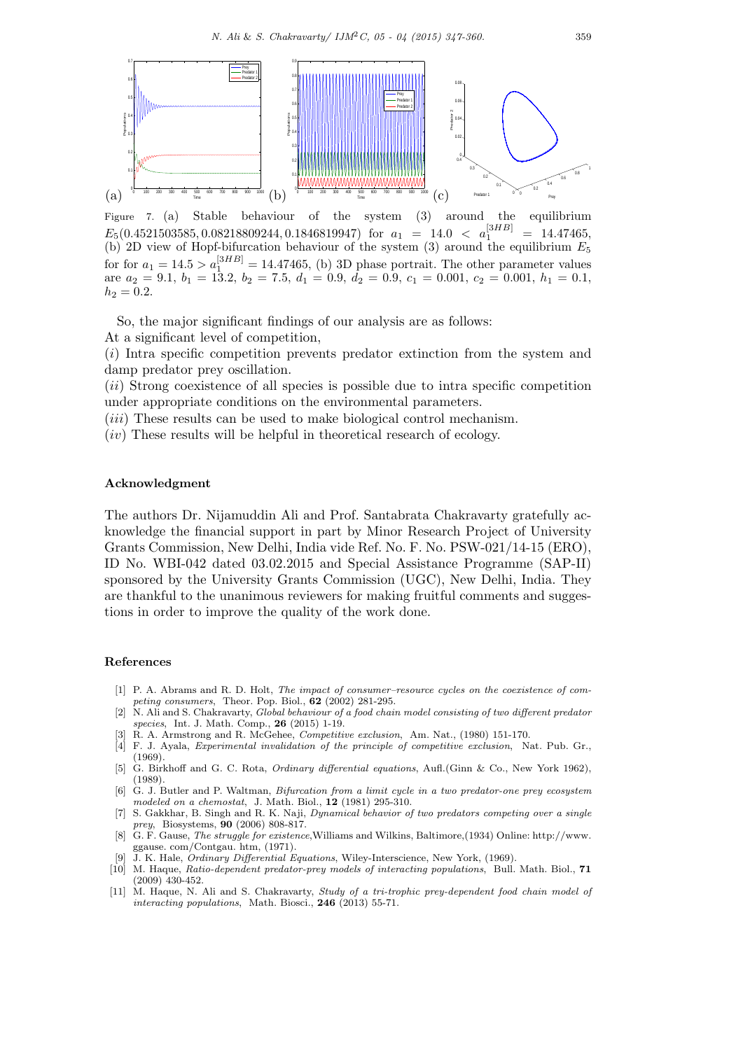(a) (b) (c)

Figure 7. (a) Stable behaviour of the system (3) around the equilibrium $E_5(0.4521503585, 0.08218809244, 0.1846819947)$ for $a_1 = 14.0 < a_1^{[3HB]} = 14.47465$, (b) 2D view of Hopf-bifurcation behaviour of the system (3) around the equilibrium $E_5$ for for $a_1 = 14.5 > a_1^{[3HB]} = 14.47465$, (b) 3D phase portrait. The other parameter values are $a_2 = 9.1$, $b_1 = 13.2$, $b_2 = 7.5$, $d_1 = 0.9$, $d_2 = 0.9$, $c_1 = 0.001$, $c_2 = 0.001$, $h_1 = 0.1$, $h_2 = 0.2$.

So, the major significant findings of our analysis are as follows:
At a significant level of competition,

(*i*) Intra specific competition prevents predator extinction from the system and damp predator prey oscillation.

(*ii*) Strong coexistence of all species is possible due to intra specific competition under appropriate conditions on the environmental parameters.

(*iii*) These results can be used to make biological control mechanism.

(*iv*) These results will be helpful in theoretical research of ecology.

## Acknowledgment

The authors Dr. Nijamuddin Ali and Prof. Santabrata Chakravarty gratefully acknowledge the financial support in part by Minor Research Project of University Grants Commission, New Delhi, India vide Ref. No. F. No. PSW-021/14-15 (ERO), ID No. WBI-042 dated 03.02.2015 and Special Assistance Programme (SAP-II) sponsored by the University Grants Commission (UGC), New Delhi, India. They are thankful to the unanimous reviewers for making fruitful comments and suggestions in order to improve the quality of the work done.

## References

[1] P. A. Abrams and R. D. Holt, *The impact of consumer–resource cycles on the coexistence of competing consumers*, Theor. Pop. Biol., **62** (2002) 281-295.

[2] N. Ali and S. Chakravarty, *Global behaviour of a food chain model consisting of two different predator species*, Int. J. Math. Comp., **26** (2015) 1-19.

[3] R. A. Armstrong and R. McGehee, *Competitive exclusion*, Am. Nat., (1980) 151-170.

[4] F. J. Ayala, *Experimental invalidation of the principle of competitive exclusion*, Nat. Pub. Gr., (1969).

[5] G. Birkhoff and G. C. Rota, *Ordinary differential equations*, Aufl.(Ginn & Co., New York 1962), (1989).

[6] G. J. Butler and P. Waltman, *Bifurcation from a limit cycle in a two predator-one prey ecosystem modeled on a chemostat*, J. Math. Biol., **12** (1981) 295-310.

[7] S. Gakkhar, B. Singh and R. K. Naji, *Dynamical behavior of two predators competing over a single prey*, Biosystems, **90** (2006) 808-817.

[8] G. F. Gause, *The struggle for existence*, Williams and Wilkins, Baltimore,(1934) Online: http://www.ggause.com/Contgau.htm, (1971).

[9] J. K. Hale, *Ordinary Differential Equations*, Wiley-Interscience, New York, (1969).

[10] M. Haque, *Ratio-dependent predator-prey models of interacting populations*, Bull. Math. Biol., **71** (2009) 430-452.

[11] M. Haque, N. Ali and S. Chakravarty, *Study of a tri-trophic prey-dependent food chain model of interacting populations*, Math. Biosci., **246** (2013) 55-71.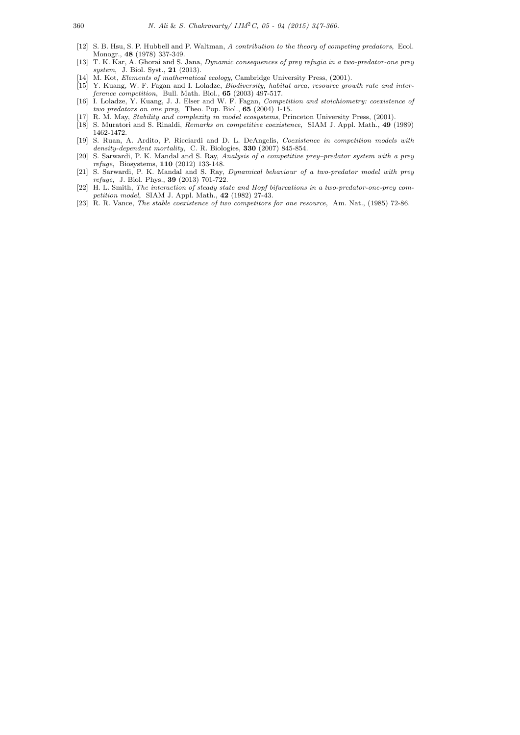[12] S. B. Hsu, S. P. Hubbell and P. Waltman, *A contribution to the theory of competing predators*, Ecol. Monogr., **48** (1978) 337-349.

[13] T. K. Kar, A. Ghorai and S. Jana, *Dynamic consequences of prey refugia in a two-predator-one prey system*, J. Biol. Syst., **21** (2013).

[14] M. Kot, *Elements of mathematical ecology*, Cambridge University Press, (2001).

[15] Y. Kuang, W. F. Fagan and I. Loladze, *Biodiversity, habitat area, resource growth rate and interference competition*, Bull. Math. Biol., **65** (2003) 497-517.

[16] I. Loladze, Y. Kuang, J. J. Elser and W. F. Fagan, *Competition and stoichiometry: coexistence of two predators on one prey*, Theo. Pop. Biol., **65** (2004) 1-15.

[17] R. M. May, *Stability and complexity in model ecosystems*, Princeton University Press, (2001).

[18] S. Muratori and S. Rinaldi, *Remarks on competitive coexistence*, SIAM J. Appl. Math., **49** (1989) 1462-1472.

[19] S. Ruan, A. Ardito, P. Ricciardi and D. L. DeAngelis, *Coexistence in competition models with density-dependent mortality*, C. R. Biologies, **330** (2007) 845-854.

[20] S. Sarwardi, P. K. Mandal and S. Ray, *Analysis of a competitive prey–predator system with a prey refuge*, Biosystems, **110** (2012) 133-148.

[21] S. Sarwardi, P. K. Mandal and S. Ray, *Dynamical behaviour of a two-predator model with prey refuge*, J. Biol. Phys., **39** (2013) 701-722.

[22] H. L. Smith, *The interaction of steady state and Hopf bifurcations in a two-predator-one-prey competition model*, SIAM J. Appl. Math., **42** (1982) 27-43.

[23] R. R. Vance, *The stable coexistence of two competitors for one resource*, Am. Nat., (1985) 72-86.